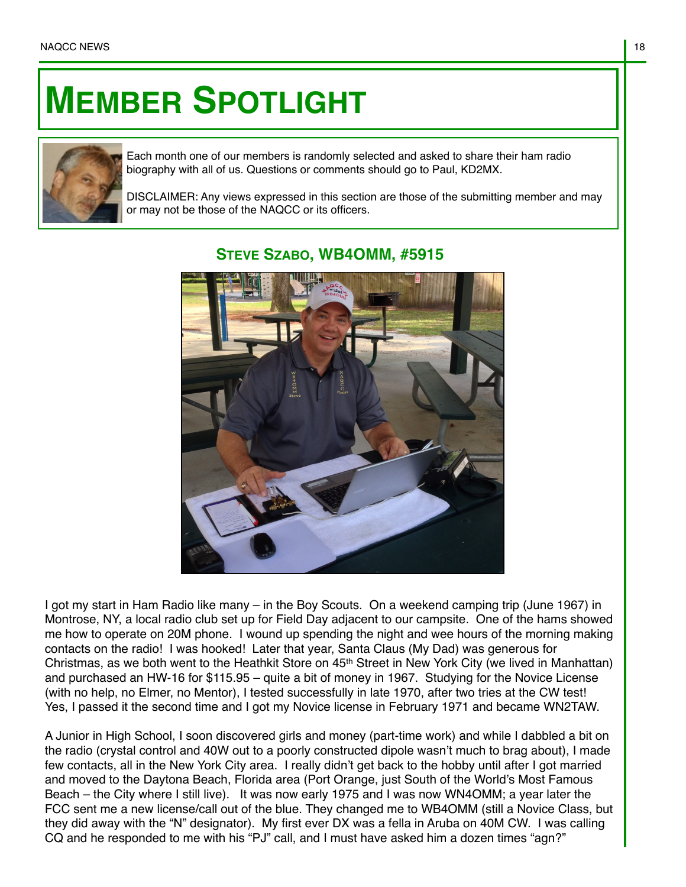# Member Spotlight

Each month one of our members is randomly selected and asked to share their ham radio biography with all of us. Questions or comments should go to Paul, KD2MX.

DISCLAIMER: Any views expressed in this section are those of the submitting member and may or may not be those of the NAQCC or its officers.

## Steve Szabo, WB4OMM, #5915

I got my start in Ham Radio like many – in the Boy Scouts. On a weekend camping trip (June 1967) in Montrose, NY, a local radio club set up for Field Day adjacent to our campsite. One of the hams showed me how to operate on 20M phone. I wound up spending the night and wee hours of the morning making contacts on the radio! I was hooked! Later that year, Santa Claus (My Dad) was generous for Christmas, as we both went to the Heathkit Store on 45th Street in New York City (we lived in Manhattan) and purchased an HW-16 for $115.95 – quite a bit of money in 1967. Studying for the Novice License (with no help, no Elmer, no Mentor), I tested successfully in late 1970, after two tries at the CW test! Yes, I passed it the second time and I got my Novice license in February 1971 and became WN2TAW.

A Junior in High School, I soon discovered girls and money (part-time work) and while I dabbled a bit on the radio (crystal control and 40W out to a poorly constructed dipole wasn't much to brag about), I made few contacts, all in the New York City area. I really didn't get back to the hobby until after I got married and moved to the Daytona Beach, Florida area (Port Orange, just South of the World's Most Famous Beach – the City where I still live). It was now early 1975 and I was now WN4OMM; a year later the FCC sent me a new license/call out of the blue. They changed me to WB4OMM (still a Novice Class, but they did away with the "N" designator). My first ever DX was a fella in Aruba on 40M CW. I was calling CQ and he responded to me with his "PJ" call, and I must have asked him a dozen times "agn?"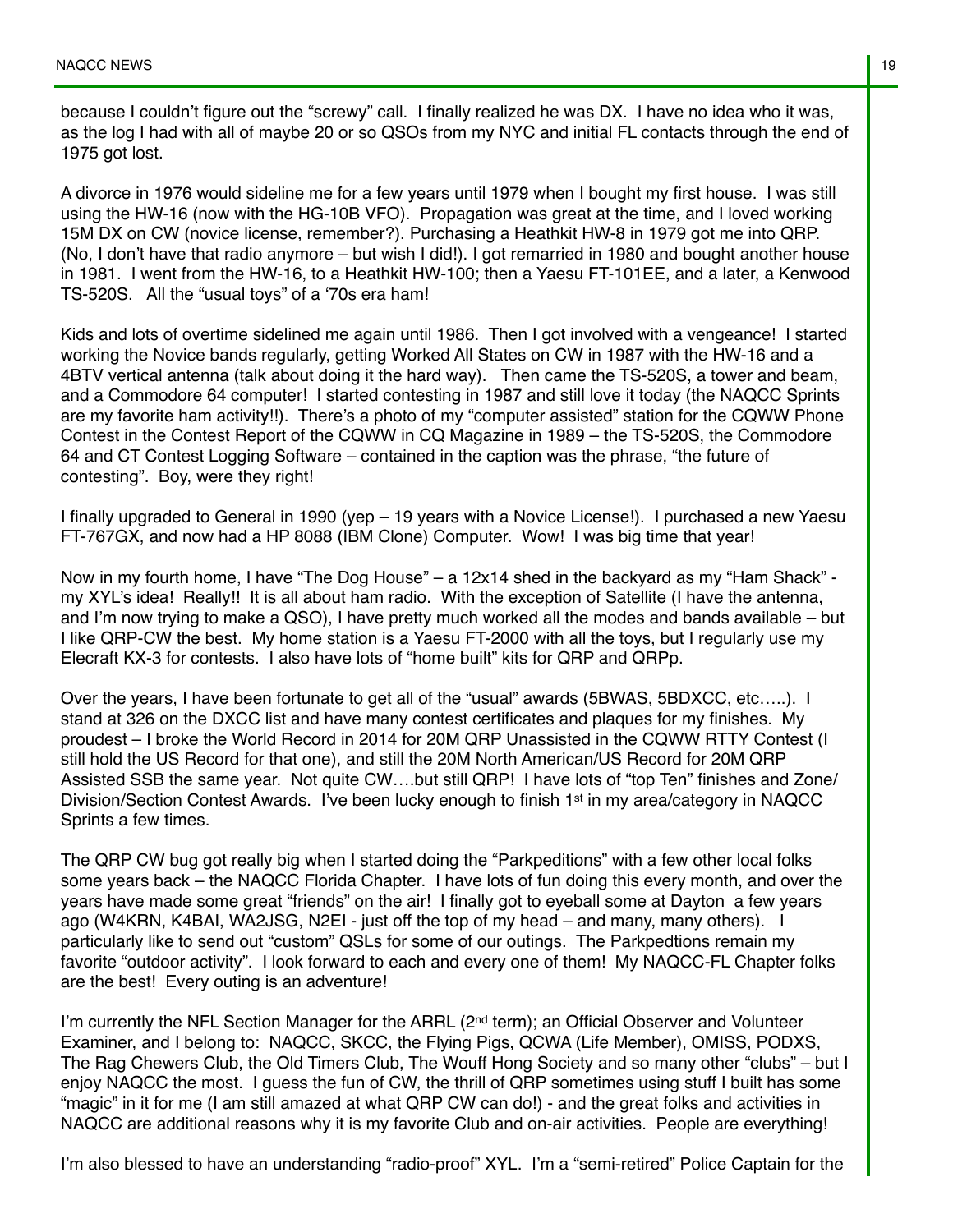because I couldn't figure out the "screwy" call. I finally realized he was DX. I have no idea who it was, as the log I had with all of maybe 20 or so QSOs from my NYC and initial FL contacts through the end of 1975 got lost.

A divorce in 1976 would sideline me for a few years until 1979 when I bought my first house. I was still using the HW-16 (now with the HG-10B VFO). Propagation was great at the time, and I loved working 15M DX on CW (novice license, remember?). Purchasing a Heathkit HW-8 in 1979 got me into QRP. (No, I don't have that radio anymore – but wish I did!). I got remarried in 1980 and bought another house in 1981. I went from the HW-16, to a Heathkit HW-100; then a Yaesu FT-101EE, and a later, a Kenwood TS-520S. All the "usual toys" of a '70s era ham!

Kids and lots of overtime sidelined me again until 1986. Then I got involved with a vengeance! I started working the Novice bands regularly, getting Worked All States on CW in 1987 with the HW-16 and a 4BTV vertical antenna (talk about doing it the hard way). Then came the TS-520S, a tower and beam, and a Commodore 64 computer! I started contesting in 1987 and still love it today (the NAQCC Sprints are my favorite ham activity!!). There's a photo of my "computer assisted" station for the CQWW Phone Contest in the Contest Report of the CQWW in CQ Magazine in 1989 – the TS-520S, the Commodore 64 and CT Contest Logging Software – contained in the caption was the phrase, "the future of contesting". Boy, were they right!

I finally upgraded to General in 1990 (yep – 19 years with a Novice License!). I purchased a new Yaesu FT-767GX, and now had a HP 8088 (IBM Clone) Computer. Wow! I was big time that year!

Now in my fourth home, I have "The Dog House" – a 12x14 shed in the backyard as my "Ham Shack" - my XYL's idea! Really!! It is all about ham radio. With the exception of Satellite (I have the antenna, and I'm now trying to make a QSO), I have pretty much worked all the modes and bands available – but I like QRP-CW the best. My home station is a Yaesu FT-2000 with all the toys, but I regularly use my Elecraft KX-3 for contests. I also have lots of "home built" kits for QRP and QRPp.

Over the years, I have been fortunate to get all of the "usual" awards (5BWAS, 5BDXCC, etc…..). I stand at 326 on the DXCC list and have many contest certificates and plaques for my finishes. My proudest – I broke the World Record in 2014 for 20M QRP Unassisted in the CQWW RTTY Contest (I still hold the US Record for that one), and still the 20M North American/US Record for 20M QRP Assisted SSB the same year. Not quite CW….but still QRP! I have lots of "top Ten" finishes and Zone/ Division/Section Contest Awards. I've been lucky enough to finish 1st in my area/category in NAQCC Sprints a few times.

The QRP CW bug got really big when I started doing the "Parkpeditions" with a few other local folks some years back – the NAQCC Florida Chapter. I have lots of fun doing this every month, and over the years have made some great "friends" on the air! I finally got to eyeball some at Dayton a few years ago (W4KRN, K4BAI, WA2JSG, N2EI - just off the top of my head – and many, many others). I particularly like to send out "custom" QSLs for some of our outings. The Parkpedtions remain my favorite "outdoor activity". I look forward to each and every one of them! My NAQCC-FL Chapter folks are the best! Every outing is an adventure!

I'm currently the NFL Section Manager for the ARRL (2nd term); an Official Observer and Volunteer Examiner, and I belong to: NAQCC, SKCC, the Flying Pigs, QCWA (Life Member), OMISS, PODXS, The Rag Chewers Club, the Old Timers Club, The Wouff Hong Society and so many other "clubs" – but I enjoy NAQCC the most. I guess the fun of CW, the thrill of QRP sometimes using stuff I built has some "magic" in it for me (I am still amazed at what QRP CW can do!) - and the great folks and activities in NAQCC are additional reasons why it is my favorite Club and on-air activities. People are everything!

I'm also blessed to have an understanding "radio-proof" XYL. I'm a "semi-retired" Police Captain for the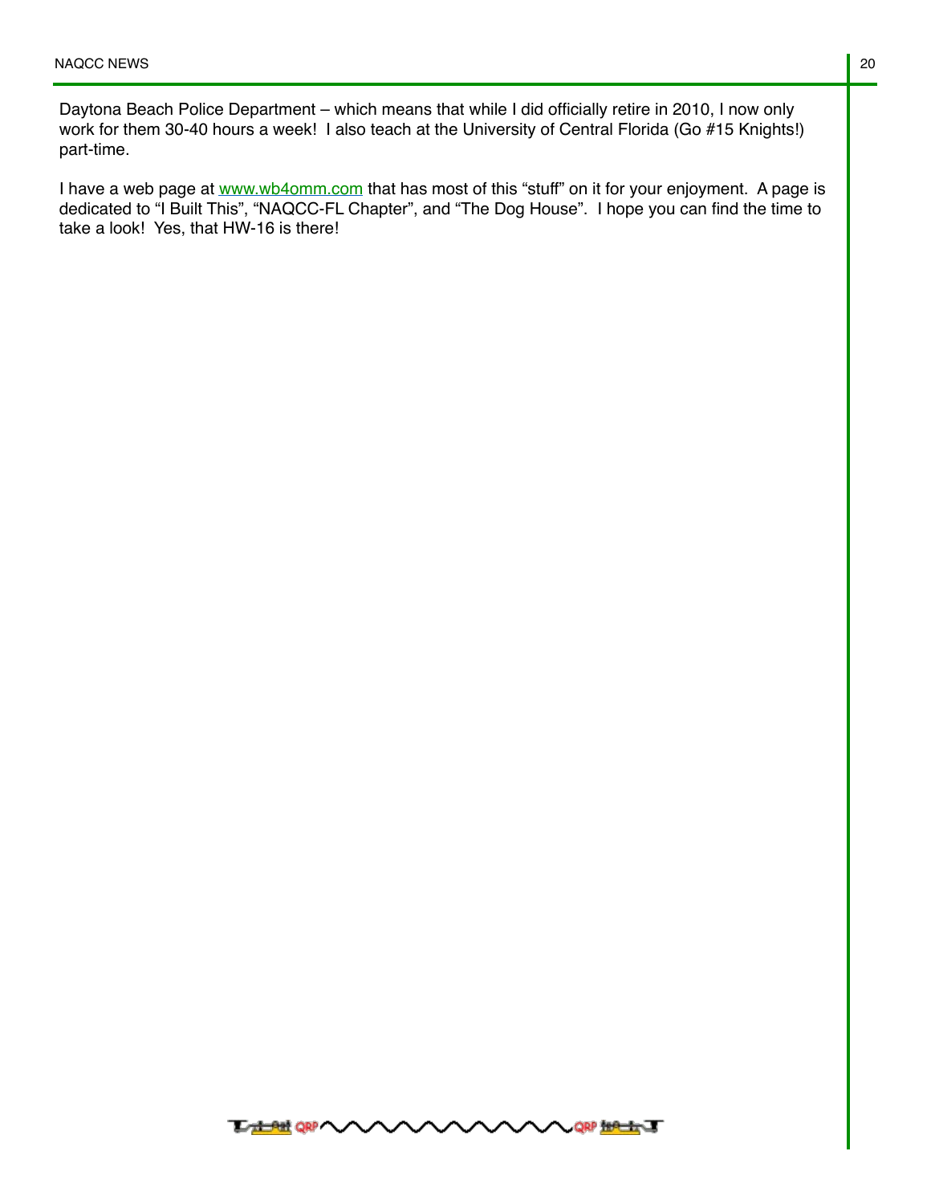Daytona Beach Police Department – which means that while I did officially retire in 2010, I now only work for them 30-40 hours a week! I also teach at the University of Central Florida (Go #15 Knights!) part-time.

I have a web page at [www.wb4omm.com](http://www.wb4omm.com) that has most of this "stuff" on it for your enjoyment. A page is dedicated to "I Built This", "NAQCC-FL Chapter", and "The Dog House". I hope you can find the time to take a look! Yes, that HW-16 is there!